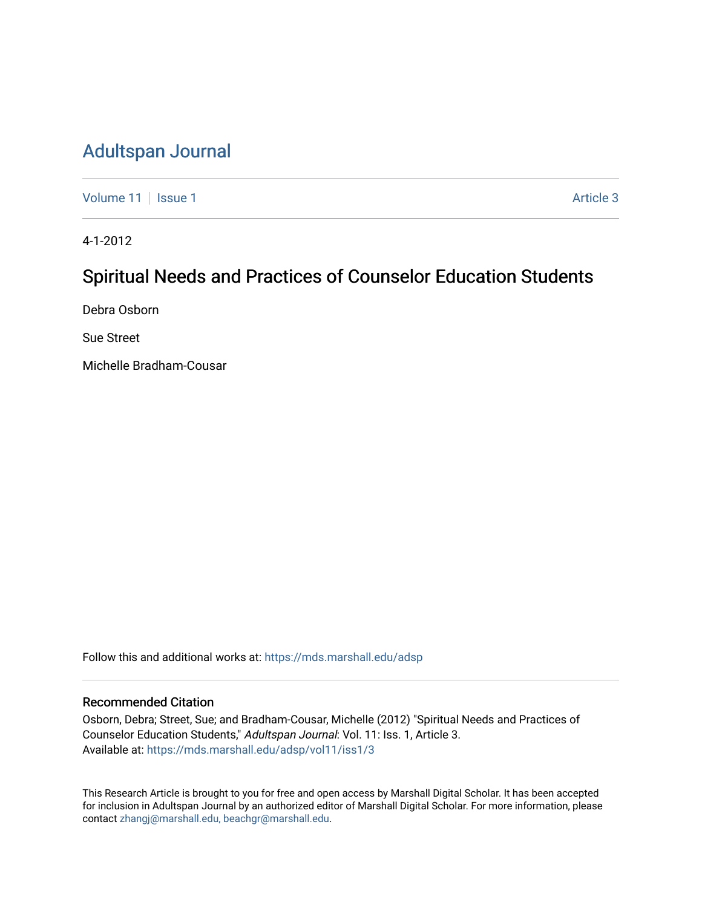# Adultspan Journal

Volume 11 | Issue 1 | Article 3

4-1-2012

## Spiritual Needs and Practices of Counselor Education Students

Debra Osborn

Sue Street

Michelle Bradham-Cousar

Follow this and additional works at: https://mds.marshall.edu/adsp

### Recommended Citation

Osborn, Debra; Street, Sue; and Bradham-Cousar, Michelle (2012) "Spiritual Needs and Practices of Counselor Education Students," *Adultspan Journal*: Vol. 11: Iss. 1, Article 3.
Available at: https://mds.marshall.edu/adsp/vol11/iss1/3

This Research Article is brought to you for free and open access by Marshall Digital Scholar. It has been accepted for inclusion in Adultspan Journal by an authorized editor of Marshall Digital Scholar. For more information, please contact zhangj@marshall.edu, beachgr@marshall.edu.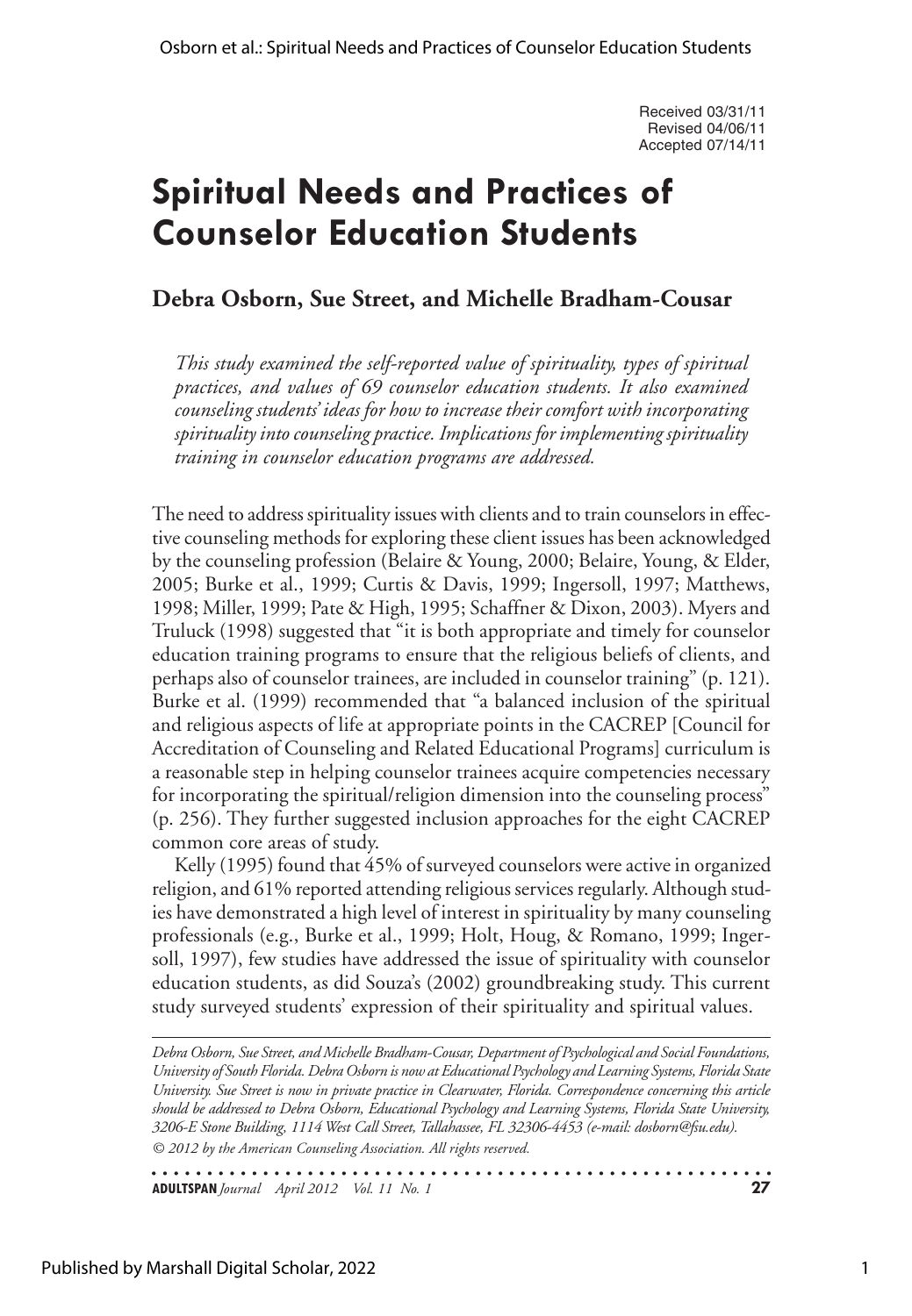Received 03/31/11
Revised 04/06/11
Accepted 07/14/11

# Spiritual Needs and Practices of Counselor Education Students

### Debra Osborn, Sue Street, and Michelle Bradham-Cousar

*This study examined the self-reported value of spirituality, types of spiritual practices, and values of 69 counselor education students. It also examined counseling students' ideas for how to increase their comfort with incorporating spirituality into counseling practice. Implications for implementing spirituality training in counselor education programs are addressed.*

The need to address spirituality issues with clients and to train counselors in effective counseling methods for exploring these client issues has been acknowledged by the counseling profession (Belaire & Young, 2000; Belaire, Young, & Elder, 2005; Burke et al., 1999; Curtis & Davis, 1999; Ingersoll, 1997; Matthews, 1998; Miller, 1999; Pate & High, 1995; Schaffner & Dixon, 2003). Myers and Truluck (1998) suggested that "it is both appropriate and timely for counselor education training programs to ensure that the religious beliefs of clients, and perhaps also of counselor trainees, are included in counselor training" (p. 121). Burke et al. (1999) recommended that "a balanced inclusion of the spiritual and religious aspects of life at appropriate points in the CACREP [Council for Accreditation of Counseling and Related Educational Programs] curriculum is a reasonable step in helping counselor trainees acquire competencies necessary for incorporating the spiritual/religion dimension into the counseling process" (p. 256). They further suggested inclusion approaches for the eight CACREP common core areas of study.

Kelly (1995) found that 45% of surveyed counselors were active in organized religion, and 61% reported attending religious services regularly. Although studies have demonstrated a high level of interest in spirituality by many counseling professionals (e.g., Burke et al., 1999; Holt, Houg, & Romano, 1999; Ingersoll, 1997), few studies have addressed the issue of spirituality with counselor education students, as did Souza's (2002) groundbreaking study. This current study surveyed students' expression of their spirituality and spiritual values.

*Debra Osborn, Sue Street, and Michelle Bradham-Cousar, Department of Psychological and Social Foundations, University of South Florida. Debra Osborn is now at Educational Psychology and Learning Systems, Florida State University. Sue Street is now in private practice in Clearwater, Florida. Correspondence concerning this article should be addressed to Debra Osborn, Educational Psychology and Learning Systems, Florida State University, 3206-E Stone Building, 1114 West Call Street, Tallahassee, FL 32306-4453 (e-mail: dosborn@fsu.edu).*

*© 2012 by the American Counseling Association. All rights reserved.*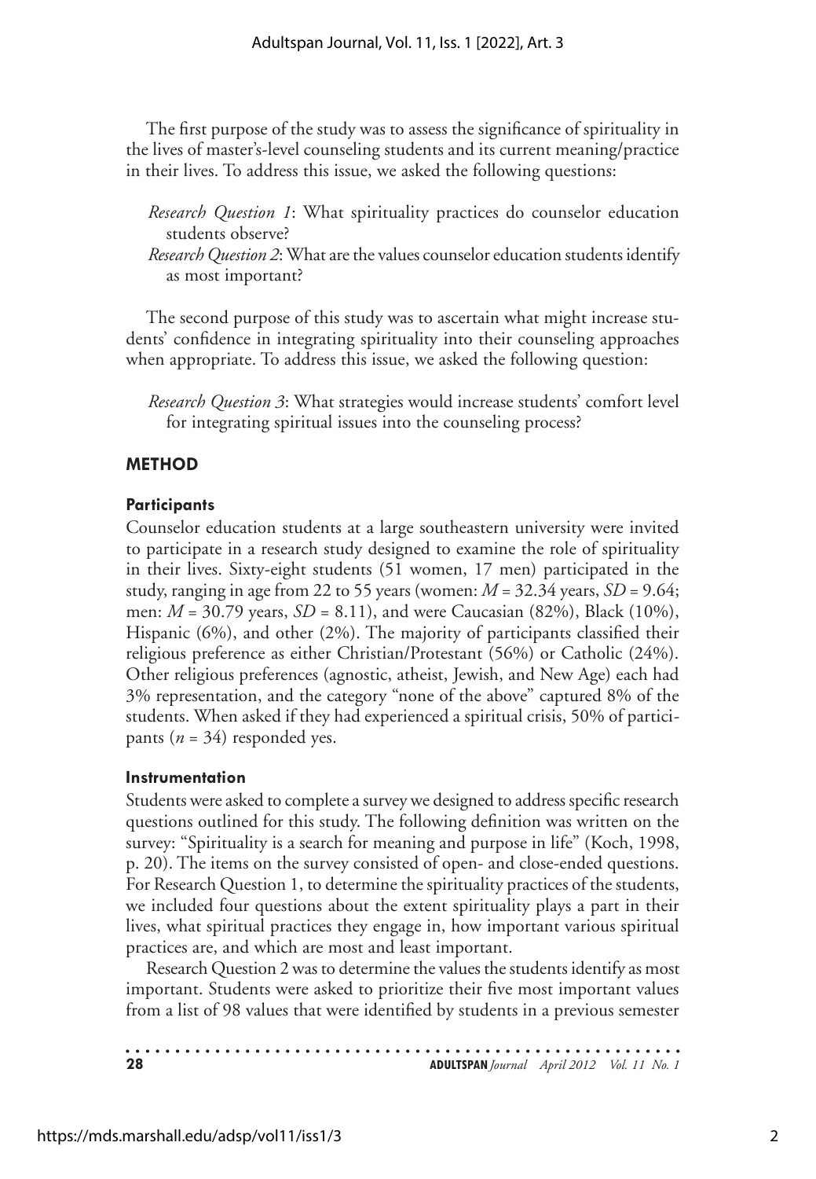The first purpose of the study was to assess the significance of spirituality in the lives of master's-level counseling students and its current meaning/practice in their lives. To address this issue, we asked the following questions:

*Research Question 1*: What spirituality practices do counselor education students observe?

*Research Question 2*: What are the values counselor education students identify as most important?

The second purpose of this study was to ascertain what might increase students' confidence in integrating spirituality into their counseling approaches when appropriate. To address this issue, we asked the following question:

*Research Question 3*: What strategies would increase students' comfort level for integrating spiritual issues into the counseling process?

## METHOD

### Participants

Counselor education students at a large southeastern university were invited to participate in a research study designed to examine the role of spirituality in their lives. Sixty-eight students (51 women, 17 men) participated in the study, ranging in age from 22 to 55 years (women: $M$ = 32.34 years, $SD$ = 9.64; men: $M$ = 30.79 years, $SD$ = 8.11), and were Caucasian (82%), Black (10%), Hispanic (6%), and other (2%). The majority of participants classified their religious preference as either Christian/Protestant (56%) or Catholic (24%). Other religious preferences (agnostic, atheist, Jewish, and New Age) each had 3% representation, and the category "none of the above" captured 8% of the students. When asked if they had experienced a spiritual crisis, 50% of participants ($n$ = 34) responded yes.

### Instrumentation

Students were asked to complete a survey we designed to address specific research questions outlined for this study. The following definition was written on the survey: "Spirituality is a search for meaning and purpose in life" (Koch, 1998, p. 20). The items on the survey consisted of open- and close-ended questions. For Research Question 1, to determine the spirituality practices of the students, we included four questions about the extent spirituality plays a part in their lives, what spiritual practices they engage in, how important various spiritual practices are, and which are most and least important.

Research Question 2 was to determine the values the students identify as most important. Students were asked to prioritize their five most important values from a list of 98 values that were identified by students in a previous semester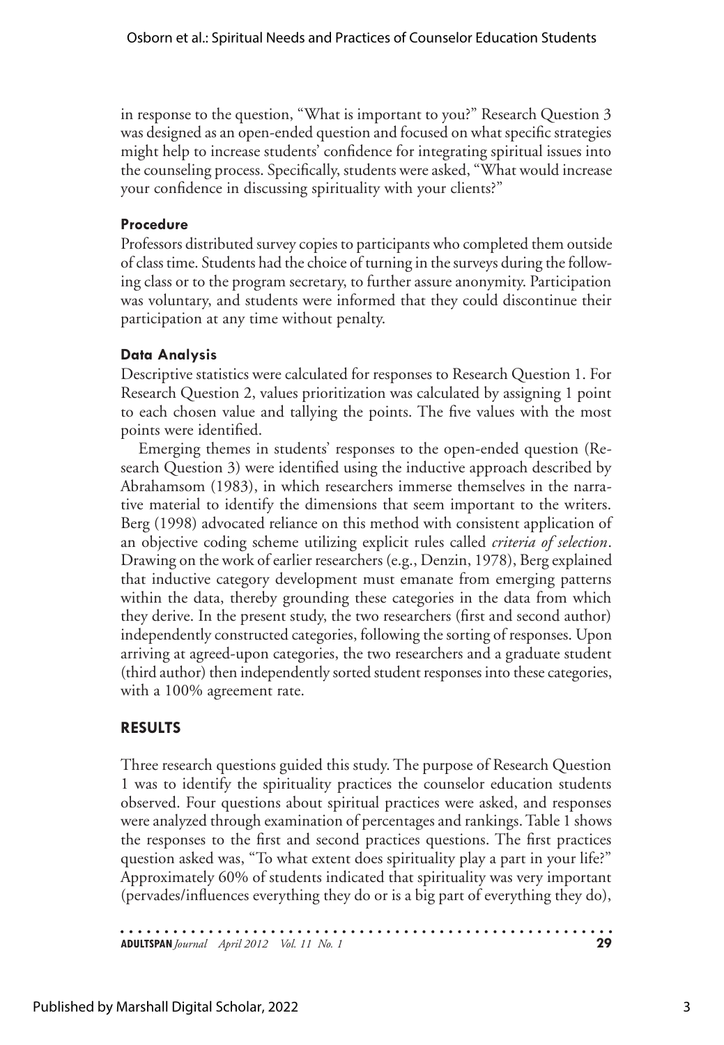in response to the question, "What is important to you?" Research Question 3 was designed as an open-ended question and focused on what specific strategies might help to increase students' confidence for integrating spiritual issues into the counseling process. Specifically, students were asked, "What would increase your confidence in discussing spirituality with your clients?"

### Procedure

Professors distributed survey copies to participants who completed them outside of class time. Students had the choice of turning in the surveys during the following class or to the program secretary, to further assure anonymity. Participation was voluntary, and students were informed that they could discontinue their participation at any time without penalty.

### Data Analysis

Descriptive statistics were calculated for responses to Research Question 1. For Research Question 2, values prioritization was calculated by assigning 1 point to each chosen value and tallying the points. The five values with the most points were identified.

Emerging themes in students' responses to the open-ended question (Research Question 3) were identified using the inductive approach described by Abrahamsom (1983), in which researchers immerse themselves in the narrative material to identify the dimensions that seem important to the writers. Berg (1998) advocated reliance on this method with consistent application of an objective coding scheme utilizing explicit rules called *criteria of selection*. Drawing on the work of earlier researchers (e.g., Denzin, 1978), Berg explained that inductive category development must emanate from emerging patterns within the data, thereby grounding these categories in the data from which they derive. In the present study, the two researchers (first and second author) independently constructed categories, following the sorting of responses. Upon arriving at agreed-upon categories, the two researchers and a graduate student (third author) then independently sorted student responses into these categories, with a 100% agreement rate.

## RESULTS

Three research questions guided this study. The purpose of Research Question 1 was to identify the spirituality practices the counselor education students observed. Four questions about spiritual practices were asked, and responses were analyzed through examination of percentages and rankings. Table 1 shows the responses to the first and second practices questions. The first practices question asked was, "To what extent does spirituality play a part in your life?" Approximately 60% of students indicated that spirituality was very important (pervades/influences everything they do or is a big part of everything they do),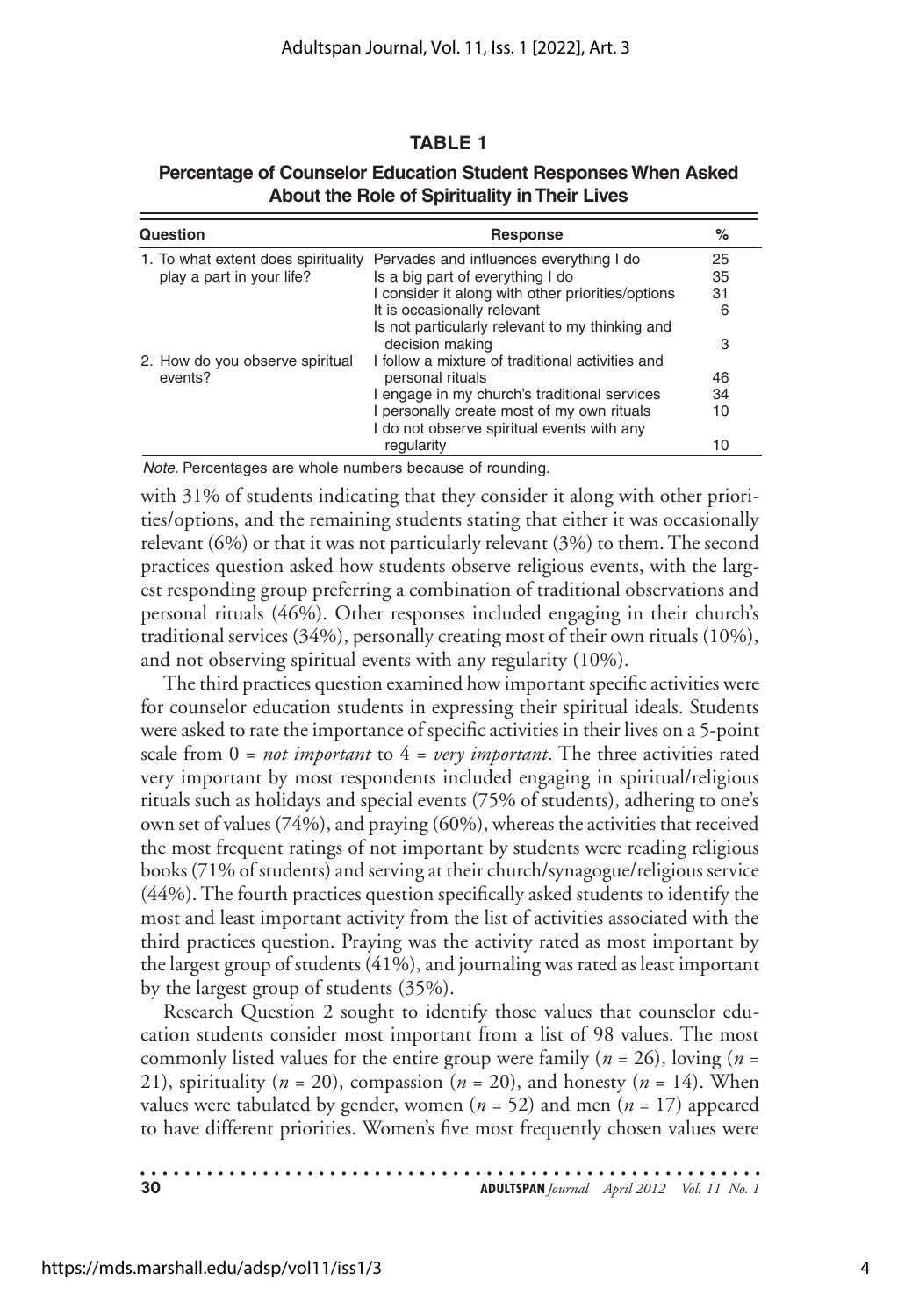**TABLE 1**

**Percentage of Counselor Education Student Responses When Asked About the Role of Spirituality in Their Lives**

| Question | Response | % |
|---|---|---|
| 1. To what extent does spirituality play a part in your life? | Pervades and influences everything I do | 25 |
| | Is a big part of everything I do | 35 |
| | I consider it along with other priorities/options | 31 |
| | It is occasionally relevant | 6 |
| | Is not particularly relevant to my thinking and decision making | 3 |
| 2. How do you observe spiritual events? | I follow a mixture of traditional activities and personal rituals | 46 |
| | I engage in my church's traditional services | 34 |
| | I personally create most of my own rituals | 10 |
| | I do not observe spiritual events with any regularity | 10 |

*Note*. Percentages are whole numbers because of rounding.

with 31% of students indicating that they consider it along with other priorities/options, and the remaining students stating that either it was occasionally relevant (6%) or that it was not particularly relevant (3%) to them. The second practices question asked how students observe religious events, with the largest responding group preferring a combination of traditional observations and personal rituals (46%). Other responses included engaging in their church's traditional services (34%), personally creating most of their own rituals (10%), and not observing spiritual events with any regularity (10%).

The third practices question examined how important specific activities were for counselor education students in expressing their spiritual ideals. Students were asked to rate the importance of specific activities in their lives on a 5-point scale from 0 = *not important* to 4 = *very important*. The three activities rated very important by most respondents included engaging in spiritual/religious rituals such as holidays and special events (75% of students), adhering to one's own set of values (74%), and praying (60%), whereas the activities that received the most frequent ratings of not important by students were reading religious books (71% of students) and serving at their church/synagogue/religious service (44%). The fourth practices question specifically asked students to identify the most and least important activity from the list of activities associated with the third practices question. Praying was the activity rated as most important by the largest group of students (41%), and journaling was rated as least important by the largest group of students (35%).

Research Question 2 sought to identify those values that counselor education students consider most important from a list of 98 values. The most commonly listed values for the entire group were family ($n$ = 26), loving ($n$ = 21), spirituality ($n$ = 20), compassion ($n$ = 20), and honesty ($n$ = 14). When values were tabulated by gender, women ($n$ = 52) and men ($n$ = 17) appeared to have different priorities. Women's five most frequently chosen values were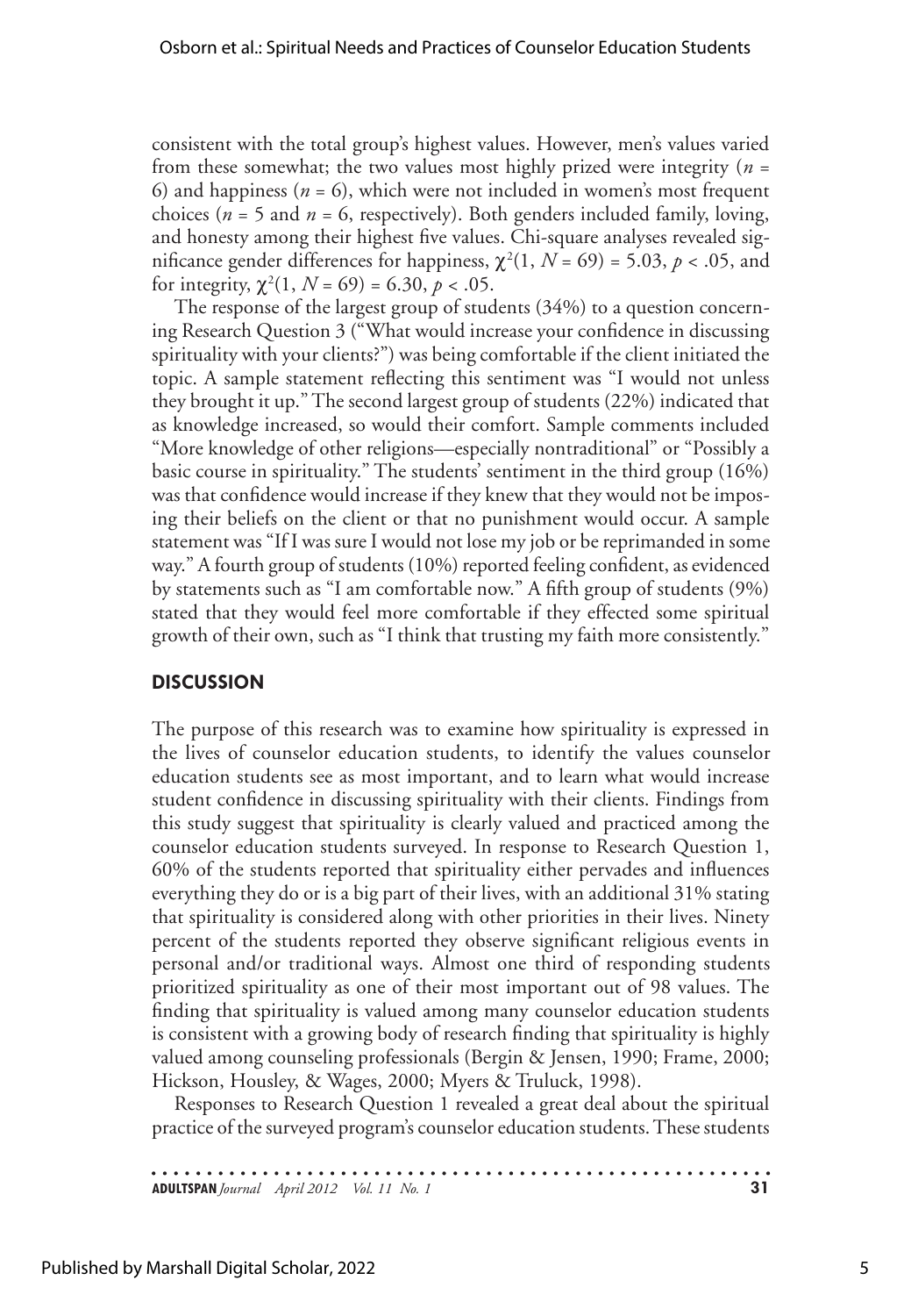consistent with the total group's highest values. However, men's values varied from these somewhat; the two values most highly prized were integrity ($n$ = 6) and happiness ($n$ = 6), which were not included in women's most frequent choices ($n$ = 5 and $n$ = 6, respectively). Both genders included family, loving, and honesty among their highest five values. Chi-square analyses revealed significance gender differences for happiness, $\chi^2(1, N = 69) = 5.03$, $p < .05$, and for integrity, $\chi^2(1, N = 69) = 6.30$, $p < .05$.

The response of the largest group of students (34%) to a question concerning Research Question 3 ("What would increase your confidence in discussing spirituality with your clients?") was being comfortable if the client initiated the topic. A sample statement reflecting this sentiment was "I would not unless they brought it up." The second largest group of students (22%) indicated that as knowledge increased, so would their comfort. Sample comments included "More knowledge of other religions—especially nontraditional" or "Possibly a basic course in spirituality." The students' sentiment in the third group (16%) was that confidence would increase if they knew that they would not be imposing their beliefs on the client or that no punishment would occur. A sample statement was "If I was sure I would not lose my job or be reprimanded in some way." A fourth group of students (10%) reported feeling confident, as evidenced by statements such as "I am comfortable now." A fifth group of students (9%) stated that they would feel more comfortable if they effected some spiritual growth of their own, such as "I think that trusting my faith more consistently."

## DISCUSSION

The purpose of this research was to examine how spirituality is expressed in the lives of counselor education students, to identify the values counselor education students see as most important, and to learn what would increase student confidence in discussing spirituality with their clients. Findings from this study suggest that spirituality is clearly valued and practiced among the counselor education students surveyed. In response to Research Question 1, 60% of the students reported that spirituality either pervades and influences everything they do or is a big part of their lives, with an additional 31% stating that spirituality is considered along with other priorities in their lives. Ninety percent of the students reported they observe significant religious events in personal and/or traditional ways. Almost one third of responding students prioritized spirituality as one of their most important out of 98 values. The finding that spirituality is valued among many counselor education students is consistent with a growing body of research finding that spirituality is highly valued among counseling professionals (Bergin & Jensen, 1990; Frame, 2000; Hickson, Housley, & Wages, 2000; Myers & Truluck, 1998).

Responses to Research Question 1 revealed a great deal about the spiritual practice of the surveyed program's counselor education students. These students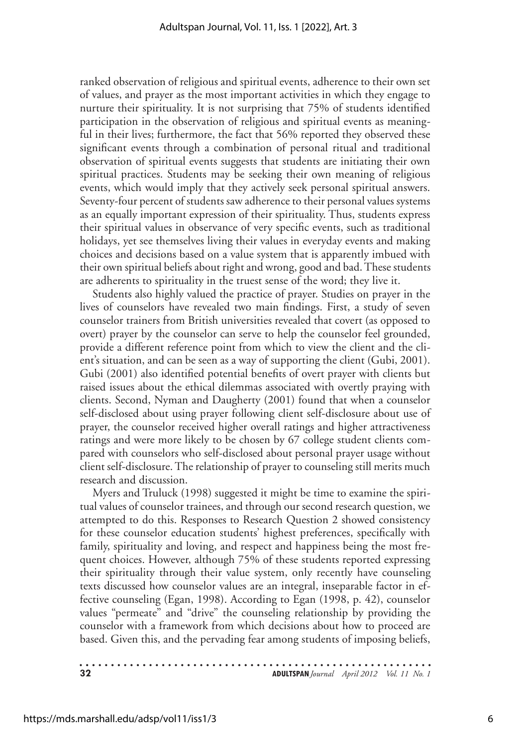ranked observation of religious and spiritual events, adherence to their own set of values, and prayer as the most important activities in which they engage to nurture their spirituality. It is not surprising that 75% of students identified participation in the observation of religious and spiritual events as meaningful in their lives; furthermore, the fact that 56% reported they observed these significant events through a combination of personal ritual and traditional observation of spiritual events suggests that students are initiating their own spiritual practices. Students may be seeking their own meaning of religious events, which would imply that they actively seek personal spiritual answers. Seventy-four percent of students saw adherence to their personal values systems as an equally important expression of their spirituality. Thus, students express their spiritual values in observance of very specific events, such as traditional holidays, yet see themselves living their values in everyday events and making choices and decisions based on a value system that is apparently imbued with their own spiritual beliefs about right and wrong, good and bad. These students are adherents to spirituality in the truest sense of the word; they live it.

Students also highly valued the practice of prayer. Studies on prayer in the lives of counselors have revealed two main findings. First, a study of seven counselor trainers from British universities revealed that covert (as opposed to overt) prayer by the counselor can serve to help the counselor feel grounded, provide a different reference point from which to view the client and the client's situation, and can be seen as a way of supporting the client (Gubi, 2001). Gubi (2001) also identified potential benefits of overt prayer with clients but raised issues about the ethical dilemmas associated with overtly praying with clients. Second, Nyman and Daugherty (2001) found that when a counselor self-disclosed about using prayer following client self-disclosure about use of prayer, the counselor received higher overall ratings and higher attractiveness ratings and were more likely to be chosen by 67 college student clients compared with counselors who self-disclosed about personal prayer usage without client self-disclosure. The relationship of prayer to counseling still merits much research and discussion.

Myers and Truluck (1998) suggested it might be time to examine the spiritual values of counselor trainees, and through our second research question, we attempted to do this. Responses to Research Question 2 showed consistency for these counselor education students' highest preferences, specifically with family, spirituality and loving, and respect and happiness being the most frequent choices. However, although 75% of these students reported expressing their spirituality through their value system, only recently have counseling texts discussed how counselor values are an integral, inseparable factor in effective counseling (Egan, 1998). According to Egan (1998, p. 42), counselor values "permeate" and "drive" the counseling relationship by providing the counselor with a framework from which decisions about how to proceed are based. Given this, and the pervading fear among students of imposing beliefs,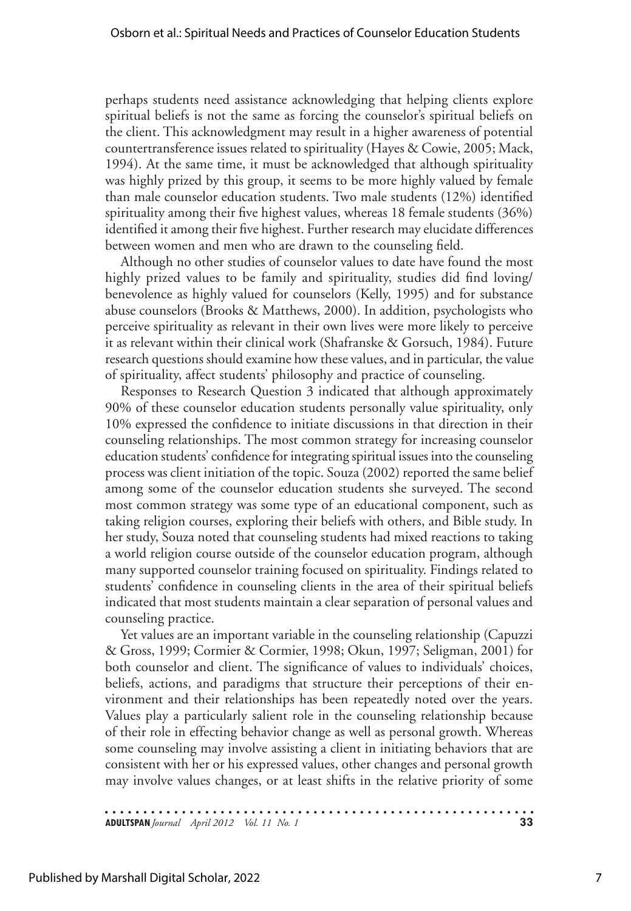perhaps students need assistance acknowledging that helping clients explore spiritual beliefs is not the same as forcing the counselor's spiritual beliefs on the client. This acknowledgment may result in a higher awareness of potential countertransference issues related to spirituality (Hayes & Cowie, 2005; Mack, 1994). At the same time, it must be acknowledged that although spirituality was highly prized by this group, it seems to be more highly valued by female than male counselor education students. Two male students (12%) identified spirituality among their five highest values, whereas 18 female students (36%) identified it among their five highest. Further research may elucidate differences between women and men who are drawn to the counseling field.

Although no other studies of counselor values to date have found the most highly prized values to be family and spirituality, studies did find loving/benevolence as highly valued for counselors (Kelly, 1995) and for substance abuse counselors (Brooks & Matthews, 2000). In addition, psychologists who perceive spirituality as relevant in their own lives were more likely to perceive it as relevant within their clinical work (Shafranske & Gorsuch, 1984). Future research questions should examine how these values, and in particular, the value of spirituality, affect students' philosophy and practice of counseling.

Responses to Research Question 3 indicated that although approximately 90% of these counselor education students personally value spirituality, only 10% expressed the confidence to initiate discussions in that direction in their counseling relationships. The most common strategy for increasing counselor education students' confidence for integrating spiritual issues into the counseling process was client initiation of the topic. Souza (2002) reported the same belief among some of the counselor education students she surveyed. The second most common strategy was some type of an educational component, such as taking religion courses, exploring their beliefs with others, and Bible study. In her study, Souza noted that counseling students had mixed reactions to taking a world religion course outside of the counselor education program, although many supported counselor training focused on spirituality. Findings related to students' confidence in counseling clients in the area of their spiritual beliefs indicated that most students maintain a clear separation of personal values and counseling practice.

Yet values are an important variable in the counseling relationship (Capuzzi & Gross, 1999; Cormier & Cormier, 1998; Okun, 1997; Seligman, 2001) for both counselor and client. The significance of values to individuals' choices, beliefs, actions, and paradigms that structure their perceptions of their environment and their relationships has been repeatedly noted over the years. Values play a particularly salient role in the counseling relationship because of their role in effecting behavior change as well as personal growth. Whereas some counseling may involve assisting a client in initiating behaviors that are consistent with her or his expressed values, other changes and personal growth may involve values changes, or at least shifts in the relative priority of some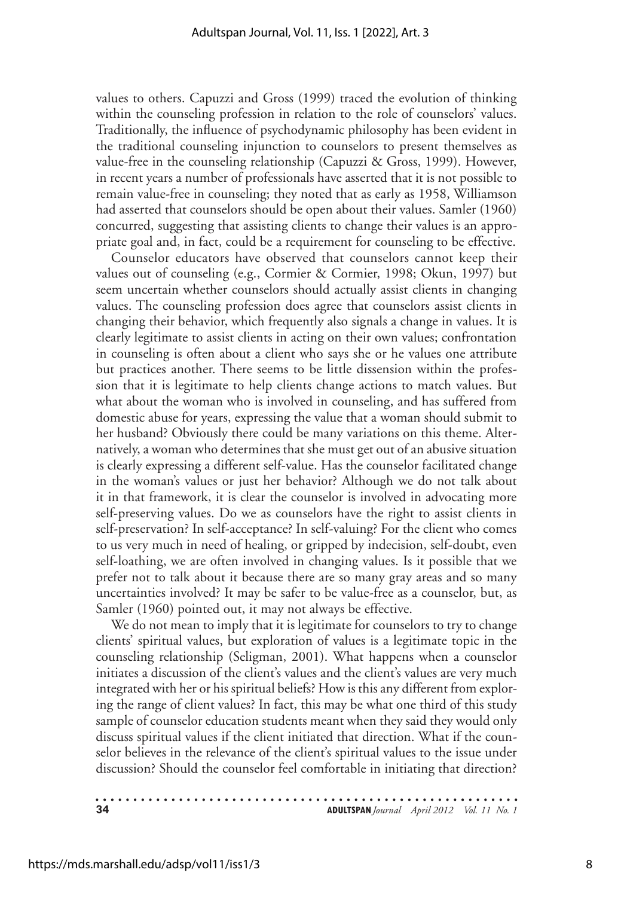values to others. Capuzzi and Gross (1999) traced the evolution of thinking within the counseling profession in relation to the role of counselors' values. Traditionally, the influence of psychodynamic philosophy has been evident in the traditional counseling injunction to counselors to present themselves as value-free in the counseling relationship (Capuzzi & Gross, 1999). However, in recent years a number of professionals have asserted that it is not possible to remain value-free in counseling; they noted that as early as 1958, Williamson had asserted that counselors should be open about their values. Samler (1960) concurred, suggesting that assisting clients to change their values is an appropriate goal and, in fact, could be a requirement for counseling to be effective.

Counselor educators have observed that counselors cannot keep their values out of counseling (e.g., Cormier & Cormier, 1998; Okun, 1997) but seem uncertain whether counselors should actually assist clients in changing values. The counseling profession does agree that counselors assist clients in changing their behavior, which frequently also signals a change in values. It is clearly legitimate to assist clients in acting on their own values; confrontation in counseling is often about a client who says she or he values one attribute but practices another. There seems to be little dissension within the profession that it is legitimate to help clients change actions to match values. But what about the woman who is involved in counseling, and has suffered from domestic abuse for years, expressing the value that a woman should submit to her husband? Obviously there could be many variations on this theme. Alternatively, a woman who determines that she must get out of an abusive situation is clearly expressing a different self-value. Has the counselor facilitated change in the woman's values or just her behavior? Although we do not talk about it in that framework, it is clear the counselor is involved in advocating more self-preserving values. Do we as counselors have the right to assist clients in self-preservation? In self-acceptance? In self-valuing? For the client who comes to us very much in need of healing, or gripped by indecision, self-doubt, even self-loathing, we are often involved in changing values. Is it possible that we prefer not to talk about it because there are so many gray areas and so many uncertainties involved? It may be safer to be value-free as a counselor, but, as Samler (1960) pointed out, it may not always be effective.

We do not mean to imply that it is legitimate for counselors to try to change clients' spiritual values, but exploration of values is a legitimate topic in the counseling relationship (Seligman, 2001). What happens when a counselor initiates a discussion of the client's values and the client's values are very much integrated with her or his spiritual beliefs? How is this any different from exploring the range of client values? In fact, this may be what one third of this study sample of counselor education students meant when they said they would only discuss spiritual values if the client initiated that direction. What if the counselor believes in the relevance of the client's spiritual values to the issue under discussion? Should the counselor feel comfortable in initiating that direction?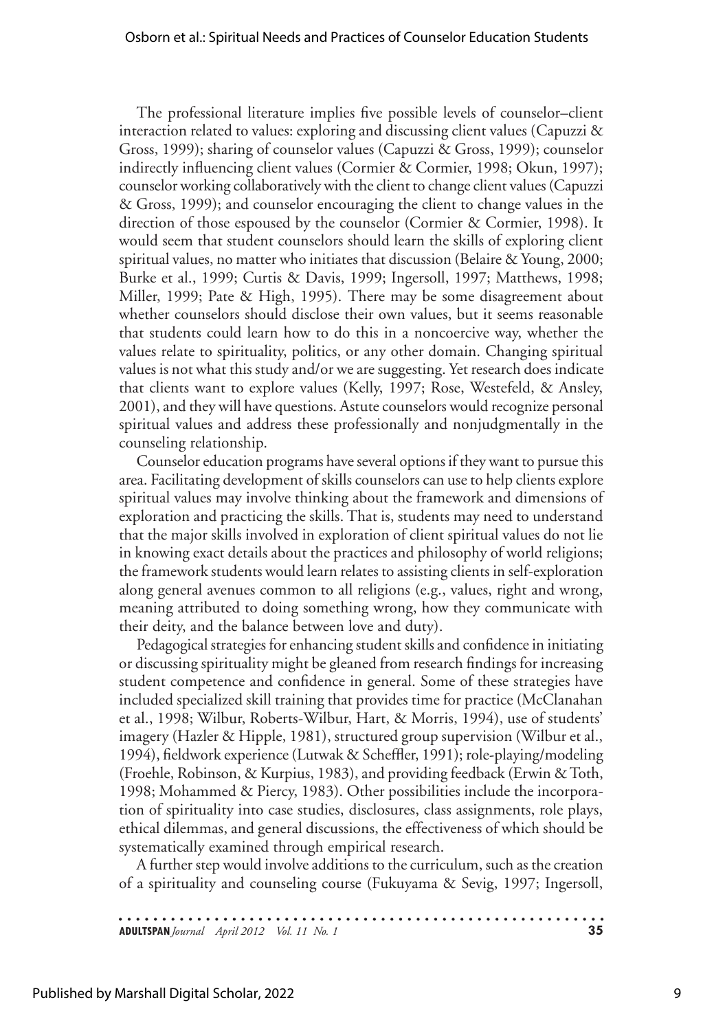The professional literature implies five possible levels of counselor–client interaction related to values: exploring and discussing client values (Capuzzi & Gross, 1999); sharing of counselor values (Capuzzi & Gross, 1999); counselor indirectly influencing client values (Cormier & Cormier, 1998; Okun, 1997); counselor working collaboratively with the client to change client values (Capuzzi & Gross, 1999); and counselor encouraging the client to change values in the direction of those espoused by the counselor (Cormier & Cormier, 1998). It would seem that student counselors should learn the skills of exploring client spiritual values, no matter who initiates that discussion (Belaire & Young, 2000; Burke et al., 1999; Curtis & Davis, 1999; Ingersoll, 1997; Matthews, 1998; Miller, 1999; Pate & High, 1995). There may be some disagreement about whether counselors should disclose their own values, but it seems reasonable that students could learn how to do this in a noncoercive way, whether the values relate to spirituality, politics, or any other domain. Changing spiritual values is not what this study and/or we are suggesting. Yet research does indicate that clients want to explore values (Kelly, 1997; Rose, Westefeld, & Ansley, 2001), and they will have questions. Astute counselors would recognize personal spiritual values and address these professionally and nonjudgmentally in the counseling relationship.

Counselor education programs have several options if they want to pursue this area. Facilitating development of skills counselors can use to help clients explore spiritual values may involve thinking about the framework and dimensions of exploration and practicing the skills. That is, students may need to understand that the major skills involved in exploration of client spiritual values do not lie in knowing exact details about the practices and philosophy of world religions; the framework students would learn relates to assisting clients in self-exploration along general avenues common to all religions (e.g., values, right and wrong, meaning attributed to doing something wrong, how they communicate with their deity, and the balance between love and duty).

Pedagogical strategies for enhancing student skills and confidence in initiating or discussing spirituality might be gleaned from research findings for increasing student competence and confidence in general. Some of these strategies have included specialized skill training that provides time for practice (McClanahan et al., 1998; Wilbur, Roberts-Wilbur, Hart, & Morris, 1994), use of students' imagery (Hazler & Hipple, 1981), structured group supervision (Wilbur et al., 1994), fieldwork experience (Lutwak & Scheffler, 1991); role-playing/modeling (Froehle, Robinson, & Kurpius, 1983), and providing feedback (Erwin & Toth, 1998; Mohammed & Piercy, 1983). Other possibilities include the incorporation of spirituality into case studies, disclosures, class assignments, role plays, ethical dilemmas, and general discussions, the effectiveness of which should be systematically examined through empirical research.

A further step would involve additions to the curriculum, such as the creation of a spirituality and counseling course (Fukuyama & Sevig, 1997; Ingersoll,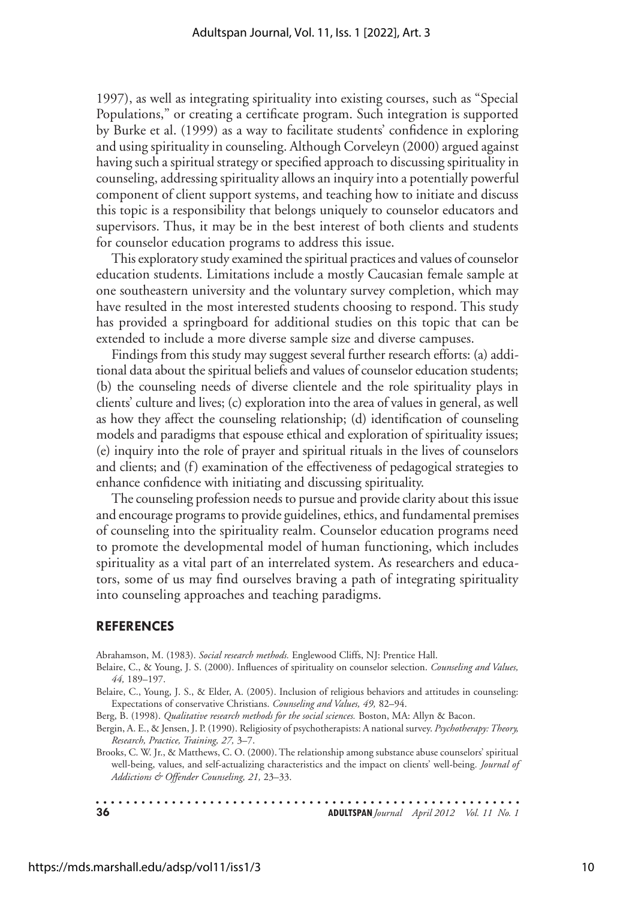1997), as well as integrating spirituality into existing courses, such as "Special Populations," or creating a certificate program. Such integration is supported by Burke et al. (1999) as a way to facilitate students' confidence in exploring and using spirituality in counseling. Although Corveleyn (2000) argued against having such a spiritual strategy or specified approach to discussing spirituality in counseling, addressing spirituality allows an inquiry into a potentially powerful component of client support systems, and teaching how to initiate and discuss this topic is a responsibility that belongs uniquely to counselor educators and supervisors. Thus, it may be in the best interest of both clients and students for counselor education programs to address this issue.

This exploratory study examined the spiritual practices and values of counselor education students. Limitations include a mostly Caucasian female sample at one southeastern university and the voluntary survey completion, which may have resulted in the most interested students choosing to respond. This study has provided a springboard for additional studies on this topic that can be extended to include a more diverse sample size and diverse campuses.

Findings from this study may suggest several further research efforts: (a) additional data about the spiritual beliefs and values of counselor education students; (b) the counseling needs of diverse clientele and the role spirituality plays in clients' culture and lives; (c) exploration into the area of values in general, as well as how they affect the counseling relationship; (d) identification of counseling models and paradigms that espouse ethical and exploration of spirituality issues; (e) inquiry into the role of prayer and spiritual rituals in the lives of counselors and clients; and (f) examination of the effectiveness of pedagogical strategies to enhance confidence with initiating and discussing spirituality.

The counseling profession needs to pursue and provide clarity about this issue and encourage programs to provide guidelines, ethics, and fundamental premises of counseling into the spirituality realm. Counselor education programs need to promote the developmental model of human functioning, which includes spirituality as a vital part of an interrelated system. As researchers and educators, some of us may find ourselves braving a path of integrating spirituality into counseling approaches and teaching paradigms.

## REFERENCES

Abrahamson, M. (1983). *Social research methods.* Englewood Cliffs, NJ: Prentice Hall.

Belaire, C., & Young, J. S. (2000). Influences of spirituality on counselor selection. *Counseling and Values, 44,* 189–197.

Belaire, C., Young, J. S., & Elder, A. (2005). Inclusion of religious behaviors and attitudes in counseling: Expectations of conservative Christians. *Counseling and Values, 49,* 82–94.

Berg, B. (1998). *Qualitative research methods for the social sciences.* Boston, MA: Allyn & Bacon.

Bergin, A. E., & Jensen, J. P. (1990). Religiosity of psychotherapists: A national survey. *Psychotherapy: Theory, Research, Practice, Training, 27,* 3–7.

Brooks, C. W. Jr., & Matthews, C. O. (2000). The relationship among substance abuse counselors' spiritual well-being, values, and self-actualizing characteristics and the impact on clients' well-being. *Journal of Addictions & Offender Counseling, 21,* 23–33.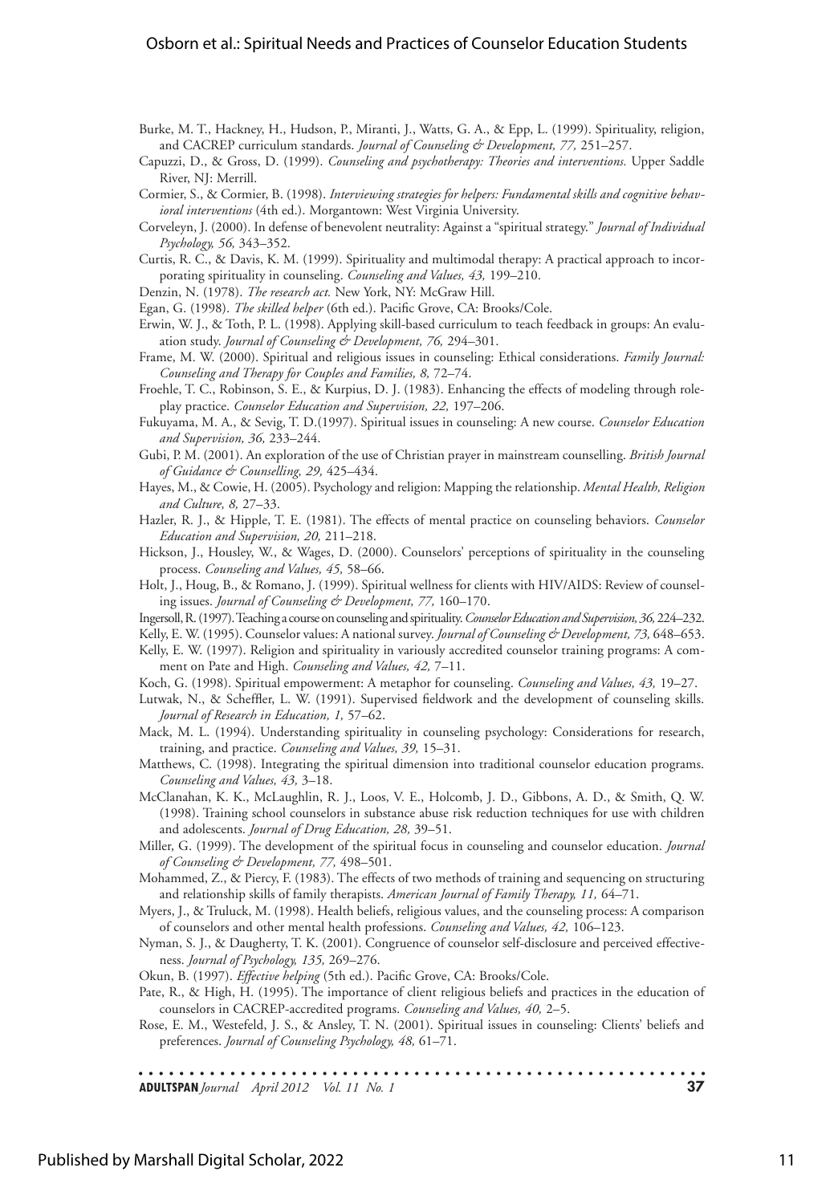Burke, M. T., Hackney, H., Hudson, P., Miranti, J., Watts, G. A., & Epp, L. (1999). Spirituality, religion, and CACREP curriculum standards. *Journal of Counseling & Development, 77,* 251–257.

Capuzzi, D., & Gross, D. (1999). *Counseling and psychotherapy: Theories and interventions.* Upper Saddle River, NJ: Merrill.

Cormier, S., & Cormier, B. (1998). *Interviewing strategies for helpers: Fundamental skills and cognitive behavioral interventions* (4th ed.). Morgantown: West Virginia University.

Corveleyn, J. (2000). In defense of benevolent neutrality: Against a "spiritual strategy." *Journal of Individual Psychology, 56,* 343–352.

Curtis, R. C., & Davis, K. M. (1999). Spirituality and multimodal therapy: A practical approach to incorporating spirituality in counseling. *Counseling and Values, 43,* 199–210.

Denzin, N. (1978). *The research act.* New York, NY: McGraw Hill.

Egan, G. (1998). *The skilled helper* (6th ed.). Pacific Grove, CA: Brooks/Cole.

Erwin, W. J., & Toth, P. L. (1998). Applying skill-based curriculum to teach feedback in groups: An evaluation study. *Journal of Counseling & Development, 76,* 294–301.

Frame, M. W. (2000). Spiritual and religious issues in counseling: Ethical considerations. *Family Journal: Counseling and Therapy for Couples and Families, 8,* 72–74.

Froehle, T. C., Robinson, S. E., & Kurpius, D. J. (1983). Enhancing the effects of modeling through role-play practice. *Counselor Education and Supervision, 22,* 197–206.

Fukuyama, M. A., & Sevig, T. D.(1997). Spiritual issues in counseling: A new course. *Counselor Education and Supervision, 36,* 233–244.

Gubi, P. M. (2001). An exploration of the use of Christian prayer in mainstream counselling. *British Journal of Guidance & Counselling, 29,* 425–434.

Hayes, M., & Cowie, H. (2005). Psychology and religion: Mapping the relationship. *Mental Health, Religion and Culture, 8,* 27–33.

Hazler, R. J., & Hipple, T. E. (1981). The effects of mental practice on counseling behaviors. *Counselor Education and Supervision, 20,* 211–218.

Hickson, J., Housley, W., & Wages, D. (2000). Counselors' perceptions of spirituality in the counseling process. *Counseling and Values, 45,* 58–66.

Holt, J., Houg, B., & Romano, J. (1999). Spiritual wellness for clients with HIV/AIDS: Review of counseling issues. *Journal of Counseling & Development, 77,* 160–170.

Ingersoll, R. (1997). Teaching a course on counseling and spirituality. *Counselor Education and Supervision, 36,* 224–232.

Kelly, E. W. (1995). Counselor values: A national survey. *Journal of Counseling & Development, 73,* 648–653.

Kelly, E. W. (1997). Religion and spirituality in variously accredited counselor training programs: A comment on Pate and High. *Counseling and Values, 42,* 7–11.

Koch, G. (1998). Spiritual empowerment: A metaphor for counseling. *Counseling and Values, 43,* 19–27.

Lutwak, N., & Scheffler, L. W. (1991). Supervised fieldwork and the development of counseling skills. *Journal of Research in Education, 1,* 57–62.

Mack, M. L. (1994). Understanding spirituality in counseling psychology: Considerations for research, training, and practice. *Counseling and Values, 39,* 15–31.

Matthews, C. (1998). Integrating the spiritual dimension into traditional counselor education programs. *Counseling and Values, 43,* 3–18.

McClanahan, K. K., McLaughlin, R. J., Loos, V. E., Holcomb, J. D., Gibbons, A. D., & Smith, Q. W. (1998). Training school counselors in substance abuse risk reduction techniques for use with children and adolescents. *Journal of Drug Education, 28,* 39–51.

Miller, G. (1999). The development of the spiritual focus in counseling and counselor education. *Journal of Counseling & Development, 77,* 498–501.

Mohammed, Z., & Piercy, F. (1983). The effects of two methods of training and sequencing on structuring and relationship skills of family therapists. *American Journal of Family Therapy, 11,* 64–71.

Myers, J., & Truluck, M. (1998). Health beliefs, religious values, and the counseling process: A comparison of counselors and other mental health professions. *Counseling and Values, 42,* 106–123.

Nyman, S. J., & Daugherty, T. K. (2001). Congruence of counselor self-disclosure and perceived effectiveness. *Journal of Psychology, 135,* 269–276.

Okun, B. (1997). *Effective helping* (5th ed.). Pacific Grove, CA: Brooks/Cole.

Pate, R., & High, H. (1995). The importance of client religious beliefs and practices in the education of counselors in CACREP-accredited programs. *Counseling and Values, 40,* 2–5.

Rose, E. M., Westefeld, J. S., & Ansley, T. N. (2001). Spiritual issues in counseling: Clients' beliefs and preferences. *Journal of Counseling Psychology, 48,* 61–71.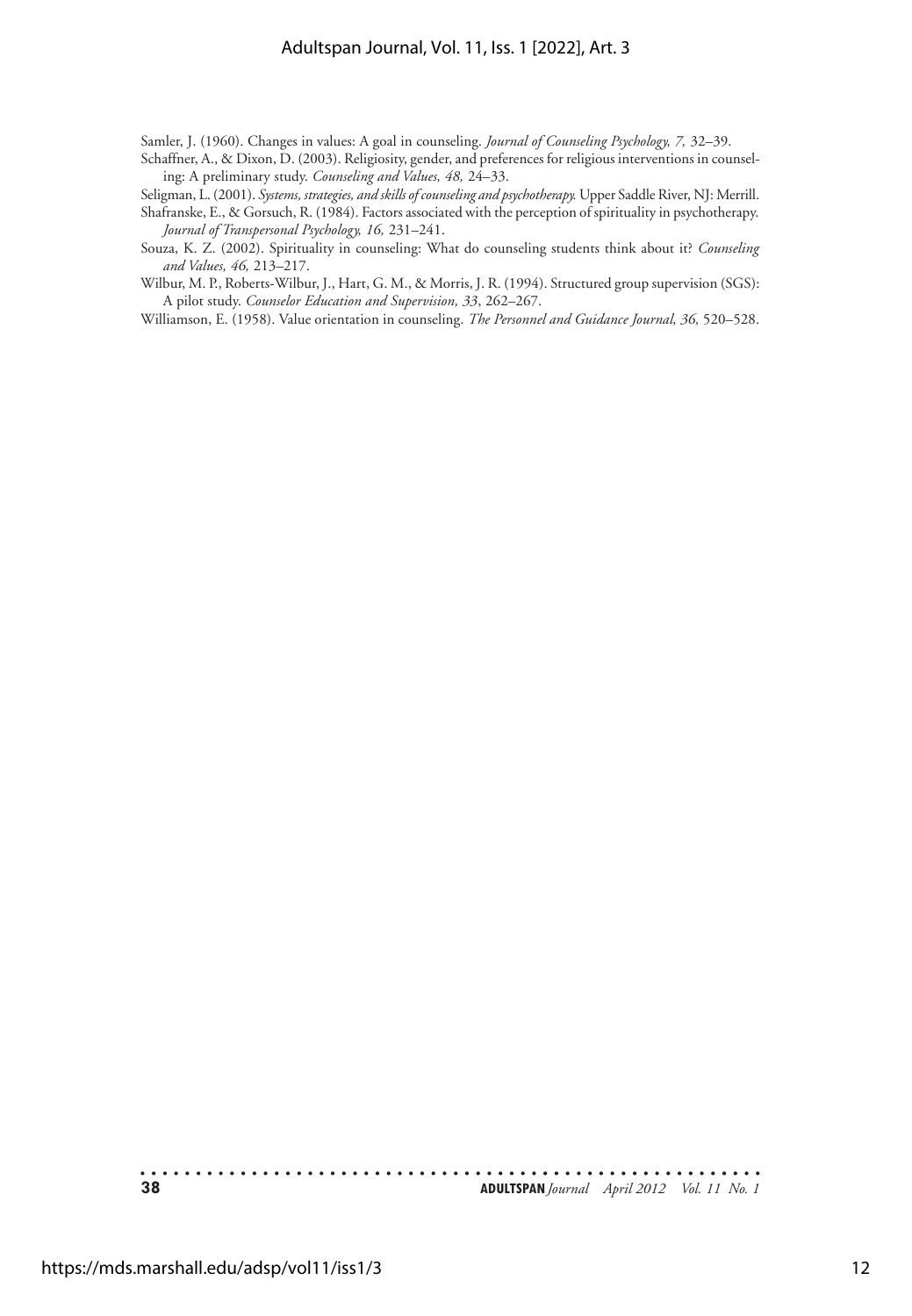Samler, J. (1960). Changes in values: A goal in counseling. *Journal of Counseling Psychology, 7,* 32–39.

Schaffner, A., & Dixon, D. (2003). Religiosity, gender, and preferences for religious interventions in counseling: A preliminary study. *Counseling and Values, 48,* 24–33.

Seligman, L. (2001). *Systems, strategies, and skills of counseling and psychotherapy.* Upper Saddle River, NJ: Merrill.

Shafranske, E., & Gorsuch, R. (1984). Factors associated with the perception of spirituality in psychotherapy. *Journal of Transpersonal Psychology, 16,* 231–241.

Souza, K. Z. (2002). Spirituality in counseling: What do counseling students think about it? *Counseling and Values, 46,* 213–217.

Wilbur, M. P., Roberts-Wilbur, J., Hart, G. M., & Morris, J. R. (1994). Structured group supervision (SGS): A pilot study. *Counselor Education and Supervision, 33*, 262–267.

Williamson, E. (1958). Value orientation in counseling. *The Personnel and Guidance Journal, 36,* 520–528.